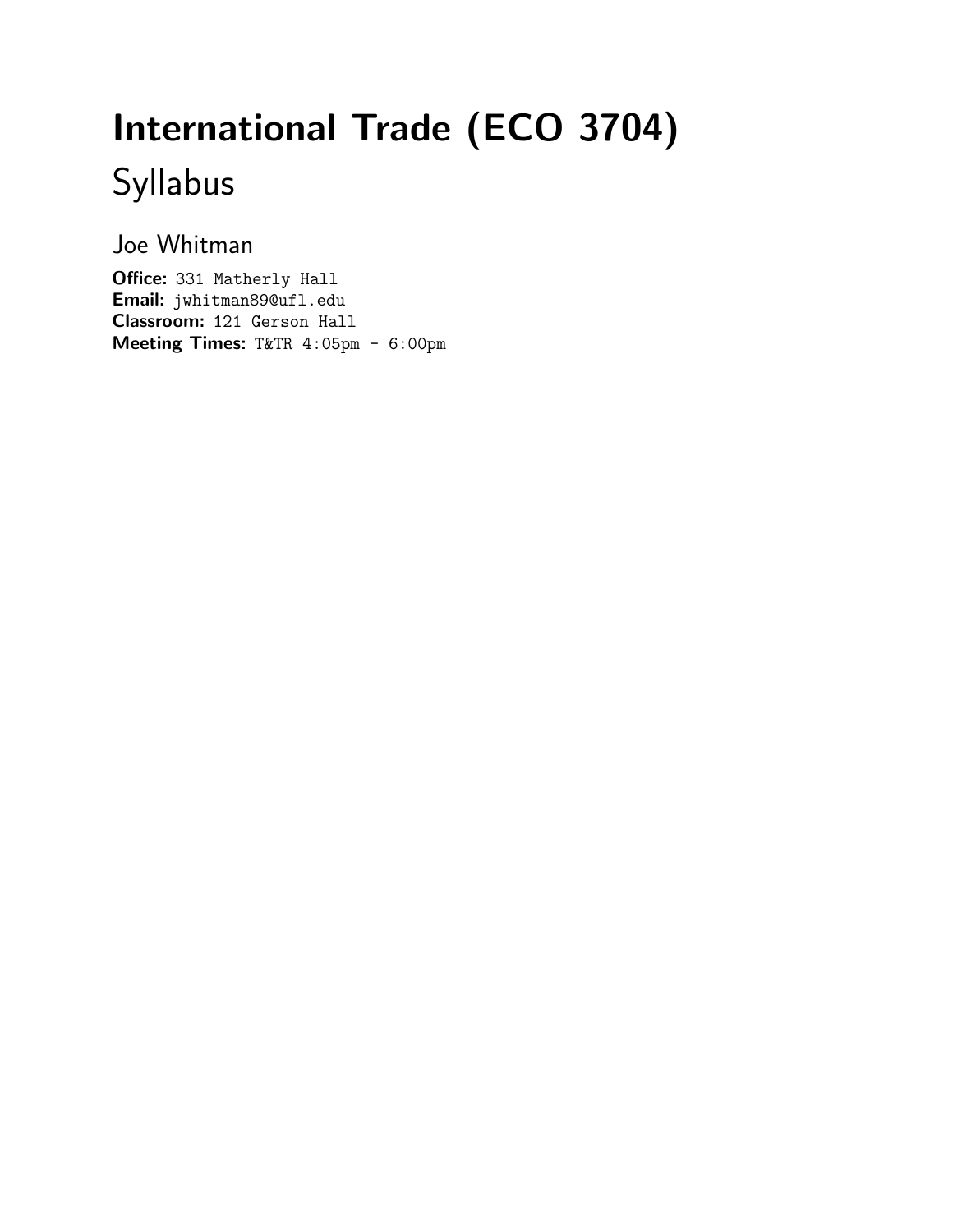# International Trade (ECO 3704)

## Syllabus

### Joe Whitman

**Office:** 331 Matherly Hall
**Email:** jwhitman89@ufl.edu
**Classroom:** 121 Gerson Hall
**Meeting Times:** T&TR 4:05pm - 6:00pm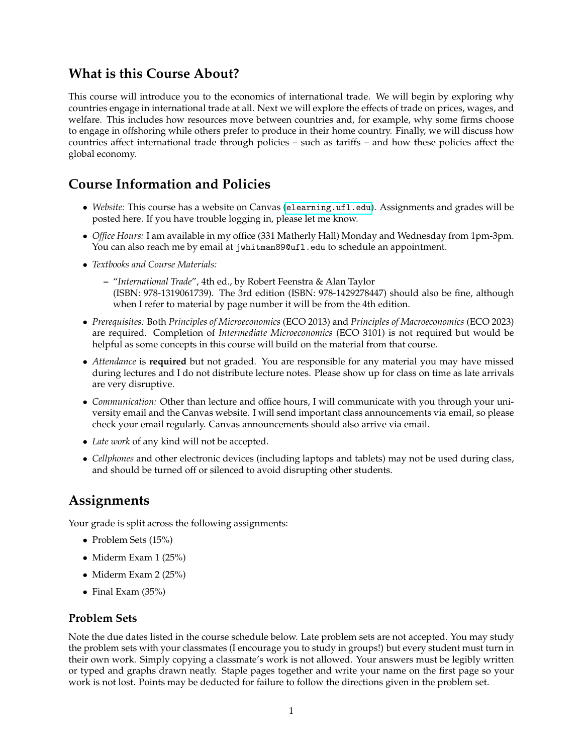## What is this Course About?

This course will introduce you to the economics of international trade. We will begin by exploring why countries engage in international trade at all. Next we will explore the effects of trade on prices, wages, and welfare. This includes how resources move between countries and, for example, why some firms choose to engage in offshoring while others prefer to produce in their home country. Finally, we will discuss how countries affect international trade through policies – such as tariffs – and how these policies affect the global economy.

## Course Information and Policies

- *Website:* This course has a website on Canvas (`elearning.ufl.edu`). Assignments and grades will be posted here. If you have trouble logging in, please let me know.
- *Office Hours:* I am available in my office (331 Matherly Hall) Monday and Wednesday from 1pm-3pm. You can also reach me by email at `jwhitman89@ufl.edu` to schedule an appointment.
- *Textbooks and Course Materials:*
  - "*International Trade*", 4th ed., by Robert Feenstra & Alan Taylor (ISBN: 978-1319061739). The 3rd edition (ISBN: 978-1429278447) should also be fine, although when I refer to material by page number it will be from the 4th edition.
- *Prerequisites:* Both *Principles of Microeconomics* (ECO 2013) and *Principles of Macroeconomics* (ECO 2023) are required. Completion of *Intermediate Microeconomics* (ECO 3101) is not required but would be helpful as some concepts in this course will build on the material from that course.
- *Attendance* is **required** but not graded. You are responsible for any material you may have missed during lectures and I do not distribute lecture notes. Please show up for class on time as late arrivals are very disruptive.
- *Communication:* Other than lecture and office hours, I will communicate with you through your university email and the Canvas website. I will send important class announcements via email, so please check your email regularly. Canvas announcements should also arrive via email.
- *Late work* of any kind will not be accepted.
- *Cellphones* and other electronic devices (including laptops and tablets) may not be used during class, and should be turned off or silenced to avoid disrupting other students.

## Assignments

Your grade is split across the following assignments:

- Problem Sets (15%)
- Miderm Exam 1 (25%)
- Miderm Exam 2 (25%)
- Final Exam (35%)

### Problem Sets

Note the due dates listed in the course schedule below. Late problem sets are not accepted. You may study the problem sets with your classmates (I encourage you to study in groups!) but every student must turn in their own work. Simply copying a classmate's work is not allowed. Your answers must be legibly written or typed and graphs drawn neatly. Staple pages together and write your name on the first page so your work is not lost. Points may be deducted for failure to follow the directions given in the problem set.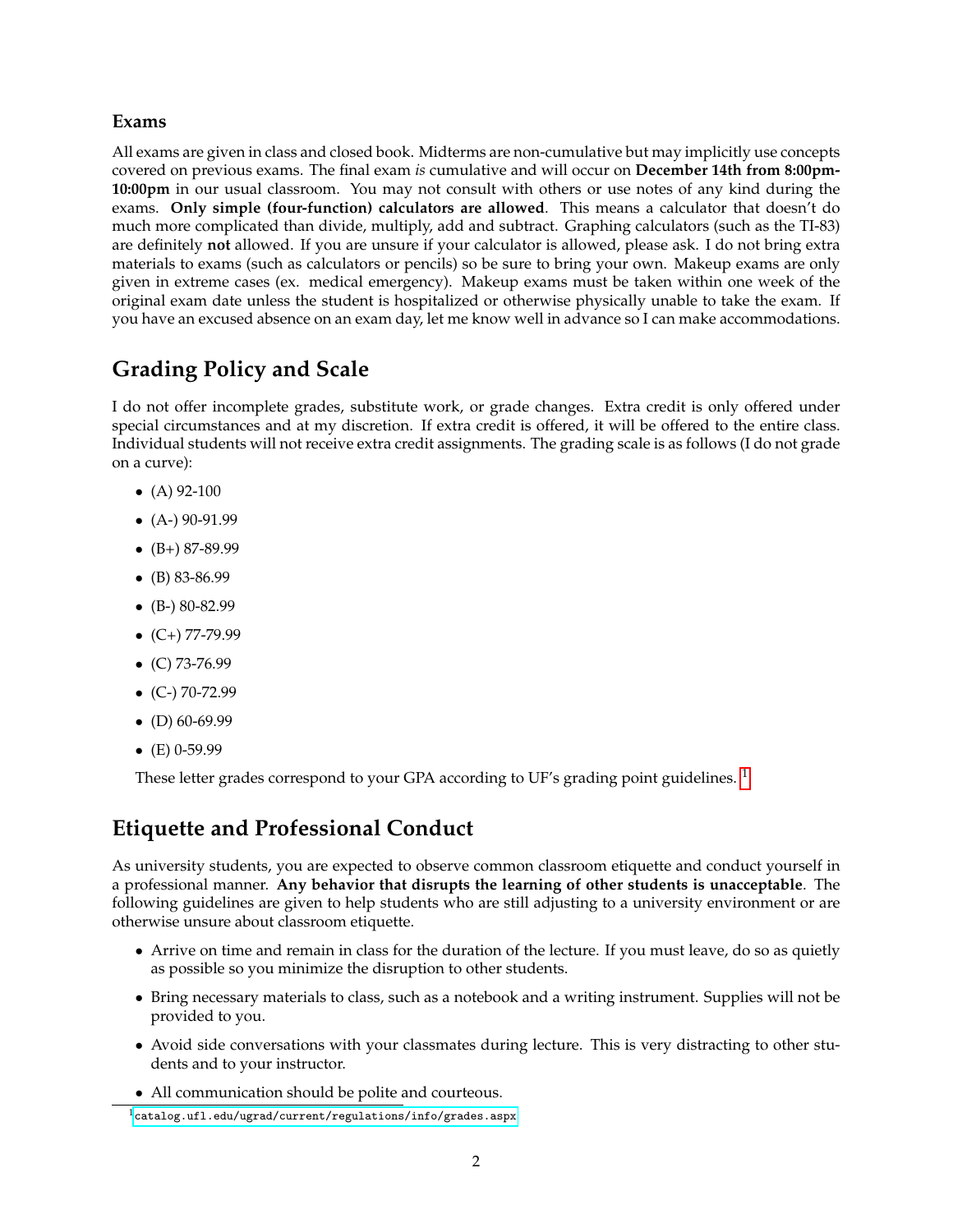### Exams

All exams are given in class and closed book. Midterms are non-cumulative but may implicitly use concepts covered on previous exams. The final exam *is* cumulative and will occur on **December 14th from 8:00pm-10:00pm** in our usual classroom. You may not consult with others or use notes of any kind during the exams. **Only simple (four-function) calculators are allowed**. This means a calculator that doesn't do much more complicated than divide, multiply, add and subtract. Graphing calculators (such as the TI-83) are definitely **not** allowed. If you are unsure if your calculator is allowed, please ask. I do not bring extra materials to exams (such as calculators or pencils) so be sure to bring your own. Makeup exams are only given in extreme cases (ex. medical emergency). Makeup exams must be taken within one week of the original exam date unless the student is hospitalized or otherwise physically unable to take the exam. If you have an excused absence on an exam day, let me know well in advance so I can make accommodations.

## Grading Policy and Scale

I do not offer incomplete grades, substitute work, or grade changes. Extra credit is only offered under special circumstances and at my discretion. If extra credit is offered, it will be offered to the entire class. Individual students will not receive extra credit assignments. The grading scale is as follows (I do not grade on a curve):

- (A) 92-100
- (A-) 90-91.99
- (B+) 87-89.99
- (B) 83-86.99
- (B-) 80-82.99
- (C+) 77-79.99
- (C) 73-76.99
- (C-) 70-72.99
- (D) 60-69.99
- (E) 0-59.99

These letter grades correspond to your GPA according to UF's grading point guidelines. [1]

## Etiquette and Professional Conduct

As university students, you are expected to observe common classroom etiquette and conduct yourself in a professional manner. **Any behavior that disrupts the learning of other students is unacceptable**. The following guidelines are given to help students who are still adjusting to a university environment or are otherwise unsure about classroom etiquette.

- Arrive on time and remain in class for the duration of the lecture. If you must leave, do so as quietly as possible so you minimize the disruption to other students.
- Bring necessary materials to class, such as a notebook and a writing instrument. Supplies will not be provided to you.
- Avoid side conversations with your classmates during lecture. This is very distracting to other students and to your instructor.
- All communication should be polite and courteous.

[1] catalog.ufl.edu/ugrad/current/regulations/info/grades.aspx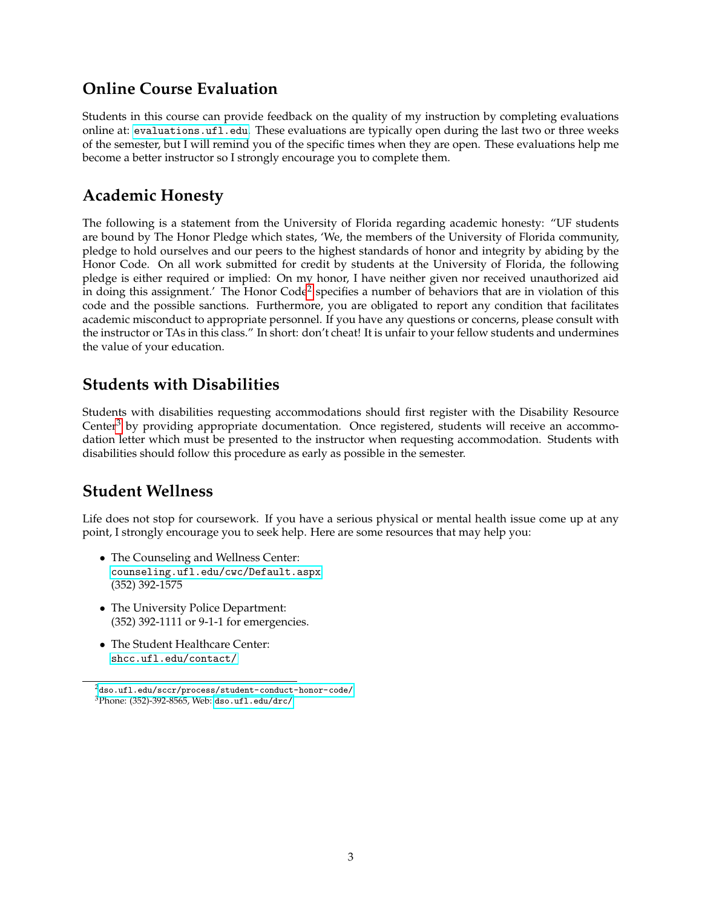## Online Course Evaluation

Students in this course can provide feedback on the quality of my instruction by completing evaluations online at: `evaluations.ufl.edu`. These evaluations are typically open during the last two or three weeks of the semester, but I will remind you of the specific times when they are open. These evaluations help me become a better instructor so I strongly encourage you to complete them.

## Academic Honesty

The following is a statement from the University of Florida regarding academic honesty: "UF students are bound by The Honor Pledge which states, 'We, the members of the University of Florida community, pledge to hold ourselves and our peers to the highest standards of honor and integrity by abiding by the Honor Code. On all work submitted for credit by students at the University of Florida, the following pledge is either required or implied: On my honor, I have neither given nor received unauthorized aid in doing this assignment.' The Honor Code[2] specifies a number of behaviors that are in violation of this code and the possible sanctions. Furthermore, you are obligated to report any condition that facilitates academic misconduct to appropriate personnel. If you have any questions or concerns, please consult with the instructor or TAs in this class." In short: don't cheat! It is unfair to your fellow students and undermines the value of your education.

## Students with Disabilities

Students with disabilities requesting accommodations should first register with the Disability Resource Center[3] by providing appropriate documentation. Once registered, students will receive an accommodation letter which must be presented to the instructor when requesting accommodation. Students with disabilities should follow this procedure as early as possible in the semester.

## Student Wellness

Life does not stop for coursework. If you have a serious physical or mental health issue come up at any point, I strongly encourage you to seek help. Here are some resources that may help you:

- The Counseling and Wellness Center:
  `counseling.ufl.edu/cwc/Default.aspx`
  (352) 392-1575
- The University Police Department:
  (352) 392-1111 or 9-1-1 for emergencies.
- The Student Healthcare Center:
  `shcc.ufl.edu/contact/`

---

[2] `dso.ufl.edu/sccr/process/student-conduct-honor-code/`

[3] Phone: (352)-392-8565, Web: `dso.ufl.edu/drc/`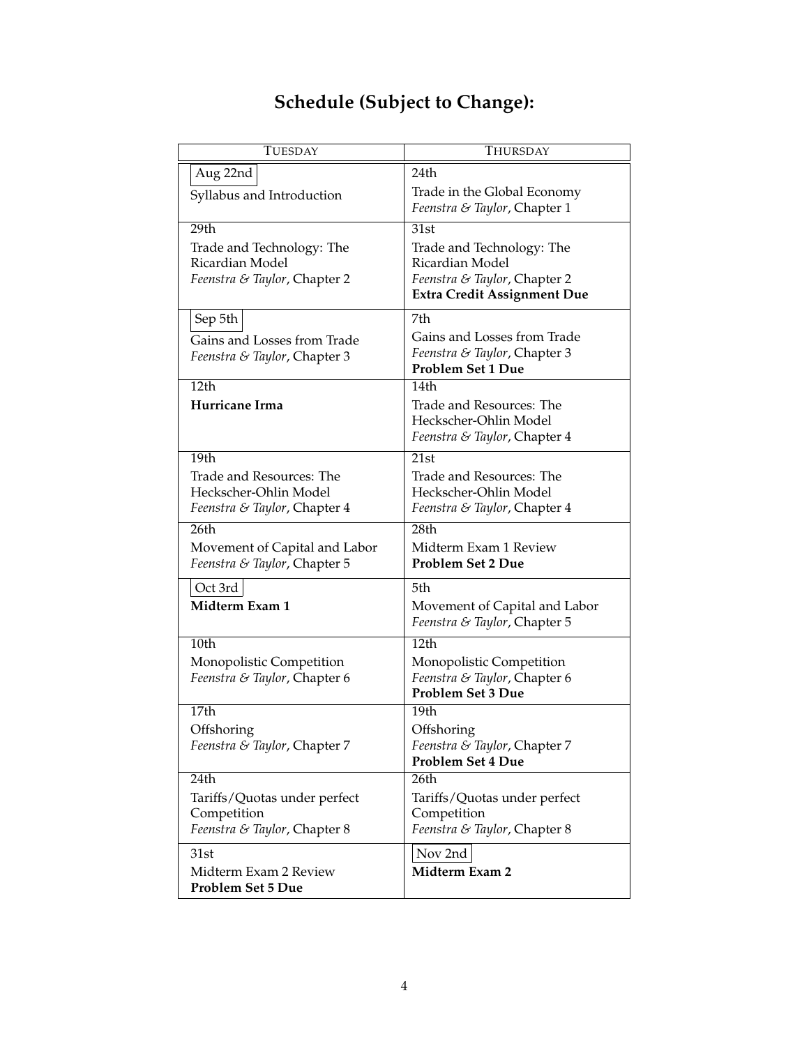# Schedule (Subject to Change):

| TUESDAY | THURSDAY |
|---|---|
| Aug 22nd<br>Syllabus and Introduction | 24th<br>Trade in the Global Economy<br>*Feenstra & Taylor*, Chapter 1 |
| 29th<br>Trade and Technology: The Ricardian Model<br>*Feenstra & Taylor*, Chapter 2 | 31st<br>Trade and Technology: The Ricardian Model<br>*Feenstra & Taylor*, Chapter 2<br>**Extra Credit Assignment Due** |
| Sep 5th<br>Gains and Losses from Trade<br>*Feenstra & Taylor*, Chapter 3 | 7th<br>Gains and Losses from Trade<br>*Feenstra & Taylor*, Chapter 3<br>**Problem Set 1 Due** |
| 12th<br>**Hurricane Irma** | 14th<br>Trade and Resources: The Heckscher-Ohlin Model<br>*Feenstra & Taylor*, Chapter 4 |
| 19th<br>Trade and Resources: The Heckscher-Ohlin Model<br>*Feenstra & Taylor*, Chapter 4 | 21st<br>Trade and Resources: The Heckscher-Ohlin Model<br>*Feenstra & Taylor*, Chapter 4 |
| 26th<br>Movement of Capital and Labor<br>*Feenstra & Taylor*, Chapter 5 | 28th<br>Midterm Exam 1 Review<br>**Problem Set 2 Due** |
| Oct 3rd<br>**Midterm Exam 1** | 5th<br>Movement of Capital and Labor<br>*Feenstra & Taylor*, Chapter 5 |
| 10th<br>Monopolistic Competition<br>*Feenstra & Taylor*, Chapter 6 | 12th<br>Monopolistic Competition<br>*Feenstra & Taylor*, Chapter 6<br>**Problem Set 3 Due** |
| 17th<br>Offshoring<br>*Feenstra & Taylor*, Chapter 7 | 19th<br>Offshoring<br>*Feenstra & Taylor*, Chapter 7<br>**Problem Set 4 Due** |
| 24th<br>Tariffs/Quotas under perfect Competition<br>*Feenstra & Taylor*, Chapter 8 | 26th<br>Tariffs/Quotas under perfect Competition<br>*Feenstra & Taylor*, Chapter 8 |
| 31st<br>Midterm Exam 2 Review<br>**Problem Set 5 Due** | Nov 2nd<br>**Midterm Exam 2** |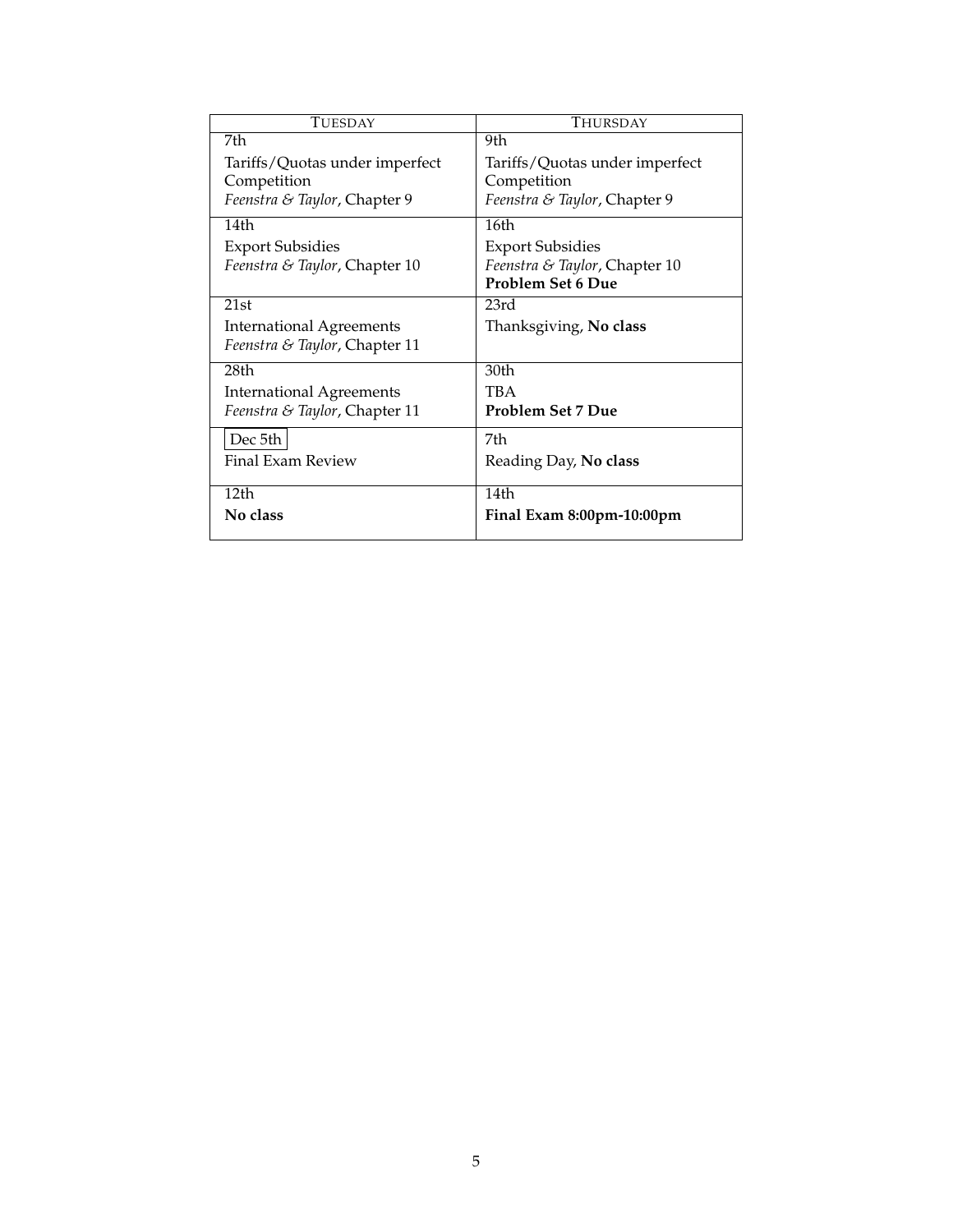| TUESDAY | THURSDAY |
|---|---|
| 7th<br>Tariffs/Quotas under imperfect Competition<br>*Feenstra & Taylor*, Chapter 9 | 9th<br>Tariffs/Quotas under imperfect Competition<br>*Feenstra & Taylor*, Chapter 9 |
| 14th<br>Export Subsidies<br>*Feenstra & Taylor*, Chapter 10 | 16th<br>Export Subsidies<br>*Feenstra & Taylor*, Chapter 10<br>**Problem Set 6 Due** |
| 21st<br>International Agreements<br>*Feenstra & Taylor*, Chapter 11 | 23rd<br>Thanksgiving, **No class** |
| 28th<br>International Agreements<br>*Feenstra & Taylor*, Chapter 11 | 30th<br>TBA<br>**Problem Set 7 Due** |
| Dec 5th<br>Final Exam Review | 7th<br>Reading Day, **No class** |
| 12th<br>**No class** | 14th<br>**Final Exam 8:00pm-10:00pm** |